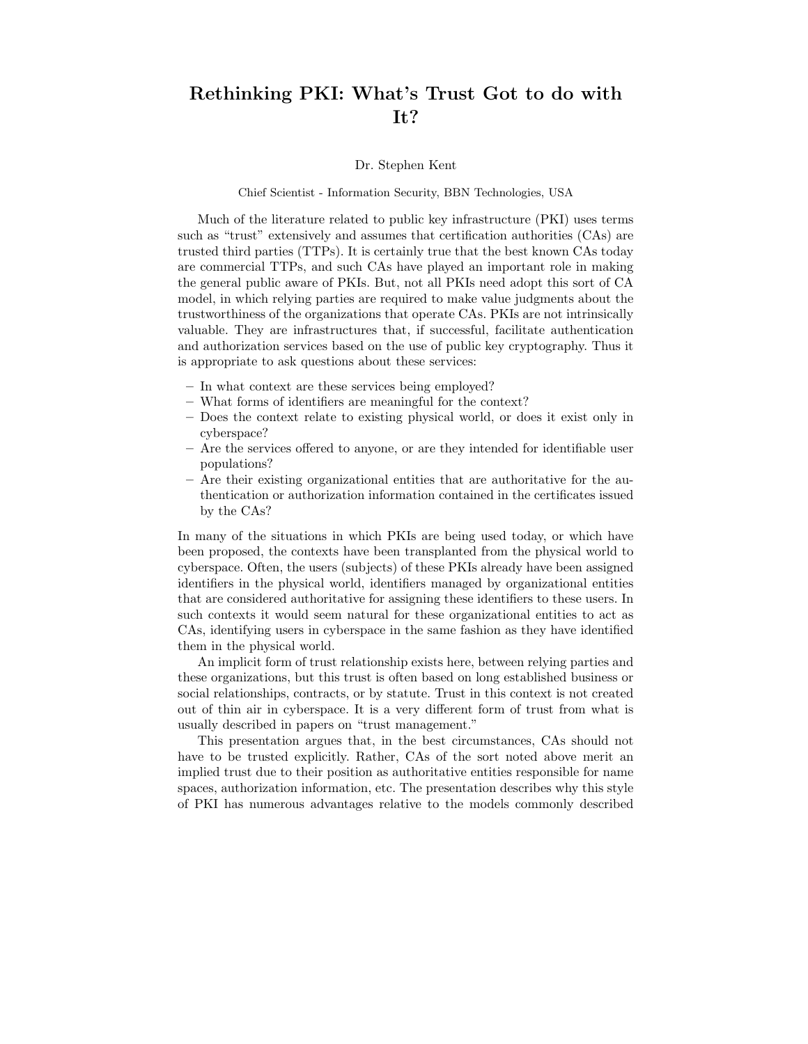# Rethinking PKI: What's Trust Got to do with It?

Dr. Stephen Kent

Chief Scientist - Information Security, BBN Technologies, USA

Much of the literature related to public key infrastructure (PKI) uses terms such as "trust" extensively and assumes that certification authorities (CAs) are trusted third parties (TTPs). It is certainly true that the best known CAs today are commercial TTPs, and such CAs have played an important role in making the general public aware of PKIs. But, not all PKIs need adopt this sort of CA model, in which relying parties are required to make value judgments about the trustworthiness of the organizations that operate CAs. PKIs are not intrinsically valuable. They are infrastructures that, if successful, facilitate authentication and authorization services based on the use of public key cryptography. Thus it is appropriate to ask questions about these services:

- In what context are these services being employed?
- What forms of identifiers are meaningful for the context?
- Does the context relate to existing physical world, or does it exist only in cyberspace?
- Are the services offered to anyone, or are they intended for identifiable user populations?
- Are their existing organizational entities that are authoritative for the authentication or authorization information contained in the certificates issued by the CAs?

In many of the situations in which PKIs are being used today, or which have been proposed, the contexts have been transplanted from the physical world to cyberspace. Often, the users (subjects) of these PKIs already have been assigned identifiers in the physical world, identifiers managed by organizational entities that are considered authoritative for assigning these identifiers to these users. In such contexts it would seem natural for these organizational entities to act as CAs, identifying users in cyberspace in the same fashion as they have identified them in the physical world.

An implicit form of trust relationship exists here, between relying parties and these organizations, but this trust is often based on long established business or social relationships, contracts, or by statute. Trust in this context is not created out of thin air in cyberspace. It is a very different form of trust from what is usually described in papers on "trust management."

This presentation argues that, in the best circumstances, CAs should not have to be trusted explicitly. Rather, CAs of the sort noted above merit an implied trust due to their position as authoritative entities responsible for name spaces, authorization information, etc. The presentation describes why this style of PKI has numerous advantages relative to the models commonly described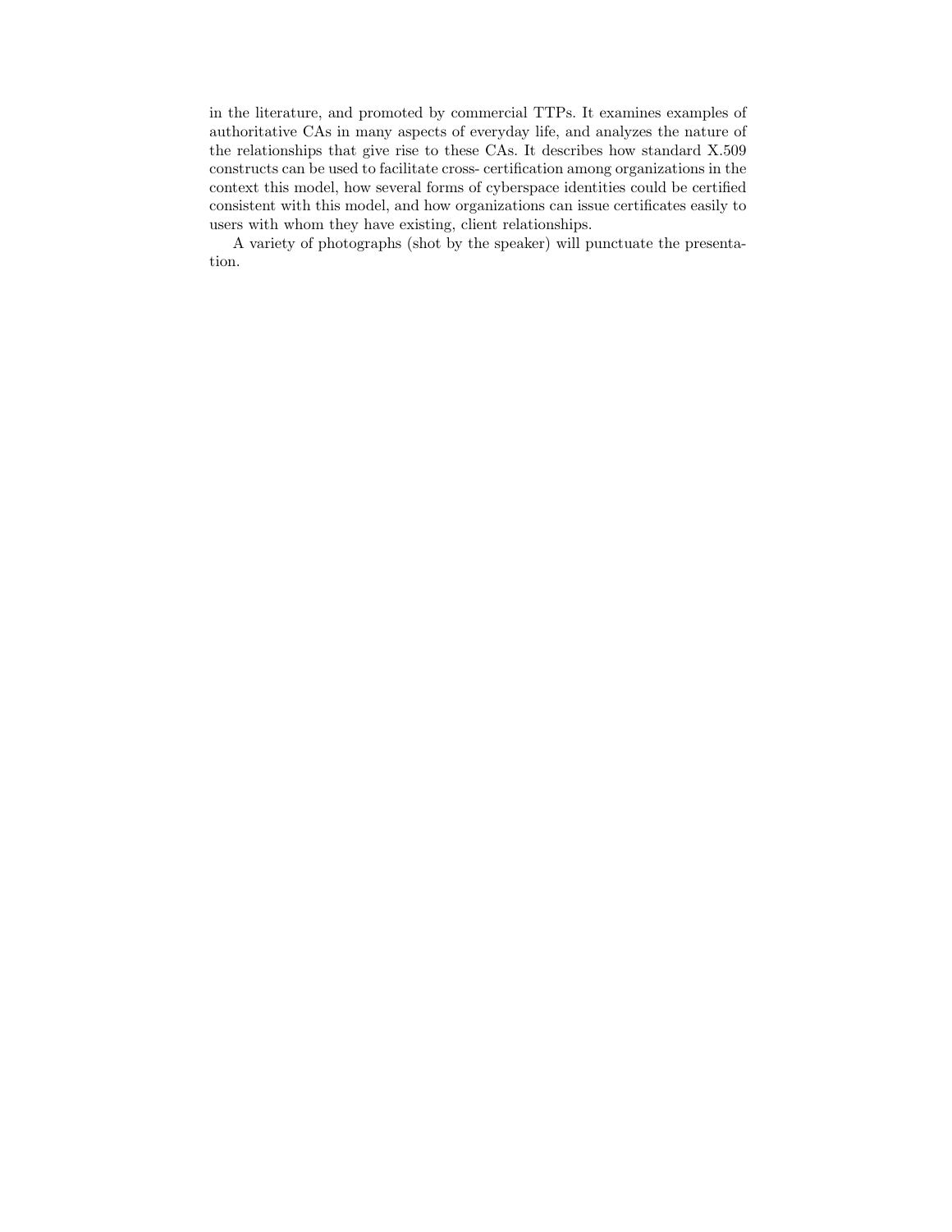in the literature, and promoted by commercial TTPs. It examines examples of authoritative CAs in many aspects of everyday life, and analyzes the nature of the relationships that give rise to these CAs. It describes how standard X.509 constructs can be used to facilitate cross- certification among organizations in the context this model, how several forms of cyberspace identities could be certified consistent with this model, and how organizations can issue certificates easily to users with whom they have existing, client relationships.

A variety of photographs (shot by the speaker) will punctuate the presentation.